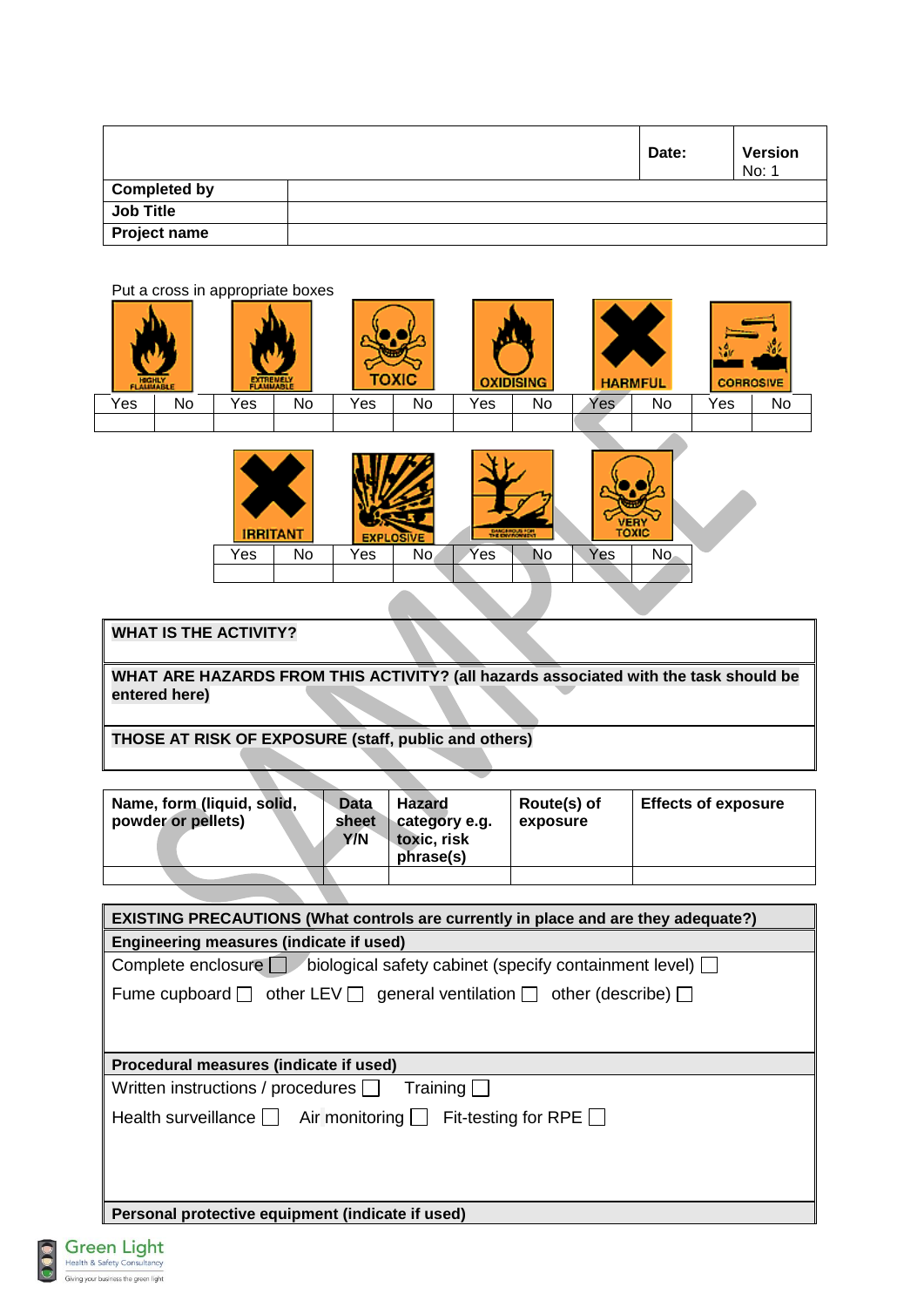| | Date: | Version No: 1 |
|---|---|---|
| **Completed by** | | |
| **Job Title** | | |
| **Project name** | | |

Put a cross in appropriate boxes

| HIGHLY FLAMMABLE | | EXTREMELY FLAMMABLE | | TOXIC | | OXIDISING | | HARMFUL | | CORROSIVE | |
|---|---|---|---|---|---|---|---|---|---|---|---|
| Yes | No | Yes | No | Yes | No | Yes | No | Yes | No | Yes | No |
| | | | | | | | | | | | |

| IRRITANT | | EXPLOSIVE | | DANGEROUS FOR THE ENVIRONMENT | | VERY TOXIC | |
|---|---|---|---|---|---|---|---|
| Yes | No | Yes | No | Yes | No | Yes | No |
| | | | | | | | |

| |
|---|
| **WHAT IS THE ACTIVITY?** |
| **WHAT ARE HAZARDS FROM THIS ACTIVITY? (all hazards associated with the task should be entered here)** |
| **THOSE AT RISK OF EXPOSURE (staff, public and others)** |

| Name, form (liquid, solid, powder or pellets) | Data sheet Y/N | Hazard category e.g. toxic, risk phrase(s) | Route(s) of exposure | Effects of exposure |
|---|---|---|---|---|
| | | | | |

**EXISTING PRECAUTIONS (What controls are currently in place and are they adequate?)**

**Engineering measures (indicate if used)**

Complete enclosure ☐ biological safety cabinet (specify containment level) ☐

Fume cupboard ☐ other LEV ☐ general ventilation ☐ other (describe) ☐

**Procedural measures (indicate if used)**

Written instructions / procedures ☐ Training ☐

Health surveillance ☐ Air monitoring ☐ Fit-testing for RPE ☐

**Personal protective equipment (indicate if used)**

Green Light
Health & Safety Consultancy
Giving your business the green light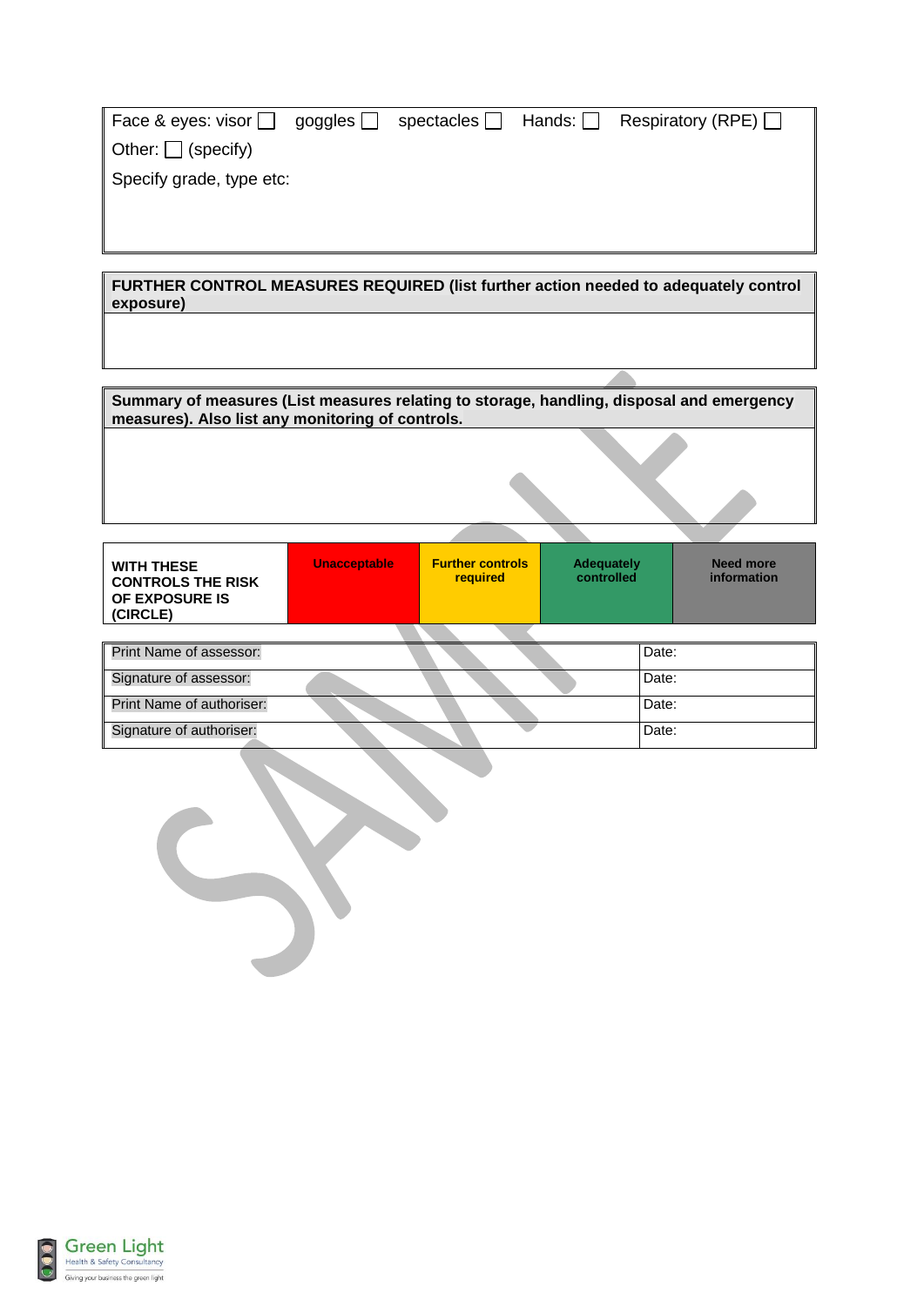| |
|---|
| Face & eyes: visor ☐ goggles ☐ spectacles ☐ Hands: ☐ Respiratory (RPE) ☐ |
| Other: ☐ (specify) |
| Specify grade, type etc: |

| **FURTHER CONTROL MEASURES REQUIRED (list further action needed to adequately control exposure)** |
|---|
| |

| **Summary of measures (List measures relating to storage, handling, disposal and emergency measures). Also list any monitoring of controls.** |
|---|
| |

| **WITH THESE CONTROLS THE RISK OF EXPOSURE IS (CIRCLE)** | **Unacceptable** | **Further controls required** | **Adequately controlled** | **Need more information** |
|---|---|---|---|---|

| | |
|---|---|
| Print Name of assessor: | Date: |
| Signature of assessor: | Date: |
| Print Name of authoriser: | Date: |
| Signature of authoriser: | Date: |

Green Light
Health & Safety Consultancy
Giving your business the green light